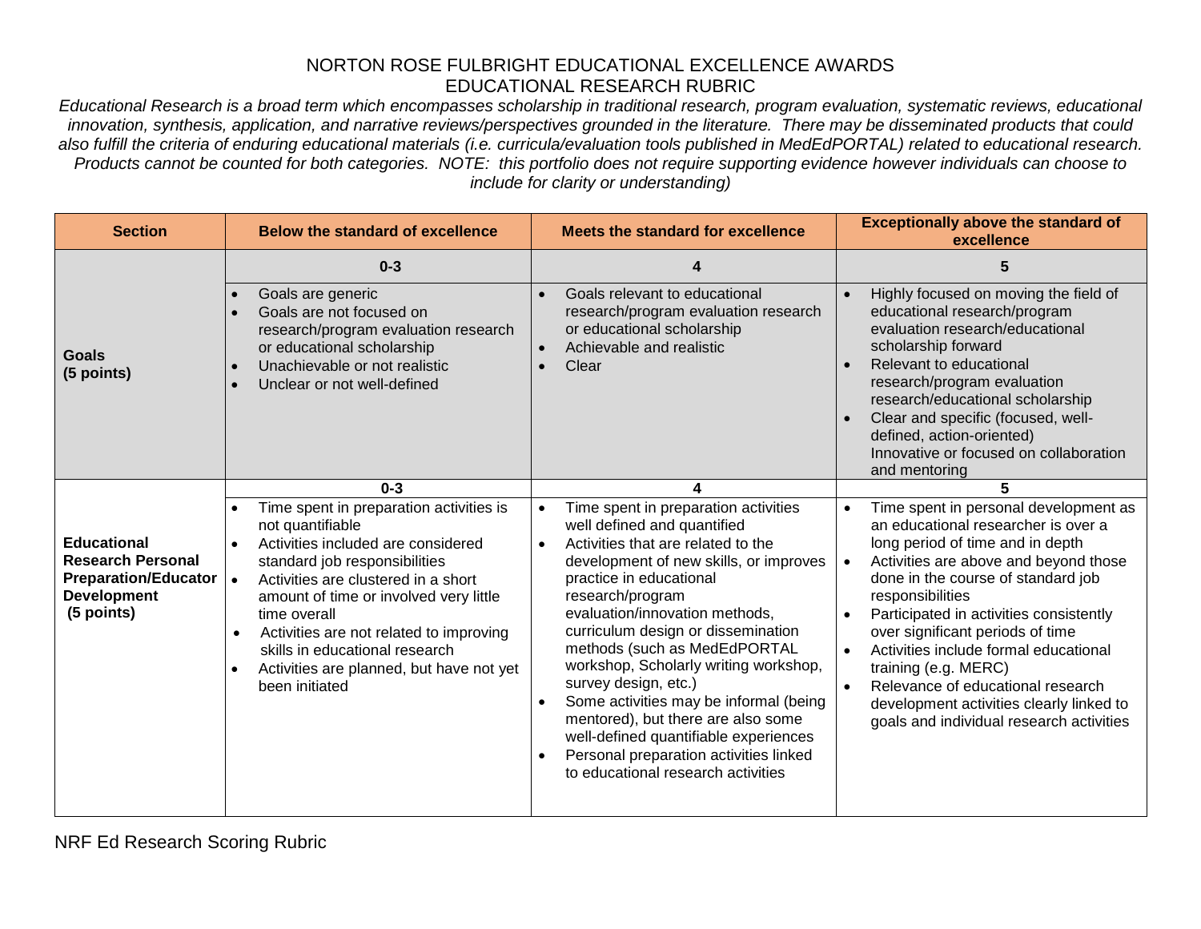# NORTON ROSE FULBRIGHT EDUCATIONAL EXCELLENCE AWARDS
## EDUCATIONAL RESEARCH RUBRIC

*Educational Research is a broad term which encompasses scholarship in traditional research, program evaluation, systematic reviews, educational innovation, synthesis, application, and narrative reviews/perspectives grounded in the literature. There may be disseminated products that could also fulfill the criteria of enduring educational materials (i.e. curricula/evaluation tools published in MedEdPORTAL) related to educational research. Products cannot be counted for both categories. NOTE: this portfolio does not require supporting evidence however individuals can choose to include for clarity or understanding)*

| Section | Below the standard of excellence | Meets the standard for excellence | Exceptionally above the standard of excellence |
|---|---|---|---|
| | **0-3** | **4** | **5** |
| **Goals (5 points)** | • Goals are generic<br>• Goals are not focused on research/program evaluation research or educational scholarship<br>• Unachievable or not realistic<br>• Unclear or not well-defined | • Goals relevant to educational research/program evaluation research or educational scholarship<br>• Achievable and realistic<br>• Clear | • Highly focused on moving the field of educational research/program evaluation research/educational scholarship forward<br>• Relevant to educational research/program evaluation research/educational scholarship<br>• Clear and specific (focused, well-defined, action-oriented) Innovative or focused on collaboration and mentoring |
| | **0-3** | **4** | **5** |
| **Educational Research Personal Preparation/Educator Development (5 points)** | • Time spent in preparation activities is not quantifiable<br>• Activities included are considered standard job responsibilities<br>• Activities are clustered in a short amount of time or involved very little time overall<br>• Activities are not related to improving skills in educational research<br>• Activities are planned, but have not yet been initiated | • Time spent in preparation activities well defined and quantified<br>• Activities that are related to the development of new skills, or improves practice in educational research/program evaluation/innovation methods, curriculum design or dissemination methods (such as MedEdPORTAL workshop, Scholarly writing workshop, survey design, etc.)<br>• Some activities may be informal (being mentored), but there are also some well-defined quantifiable experiences<br>• Personal preparation activities linked to educational research activities | • Time spent in personal development as an educational researcher is over a long period of time and in depth<br>• Activities are above and beyond those done in the course of standard job responsibilities<br>• Participated in activities consistently over significant periods of time<br>• Activities include formal educational training (e.g. MERC)<br>• Relevance of educational research development activities clearly linked to goals and individual research activities |

NRF Ed Research Scoring Rubric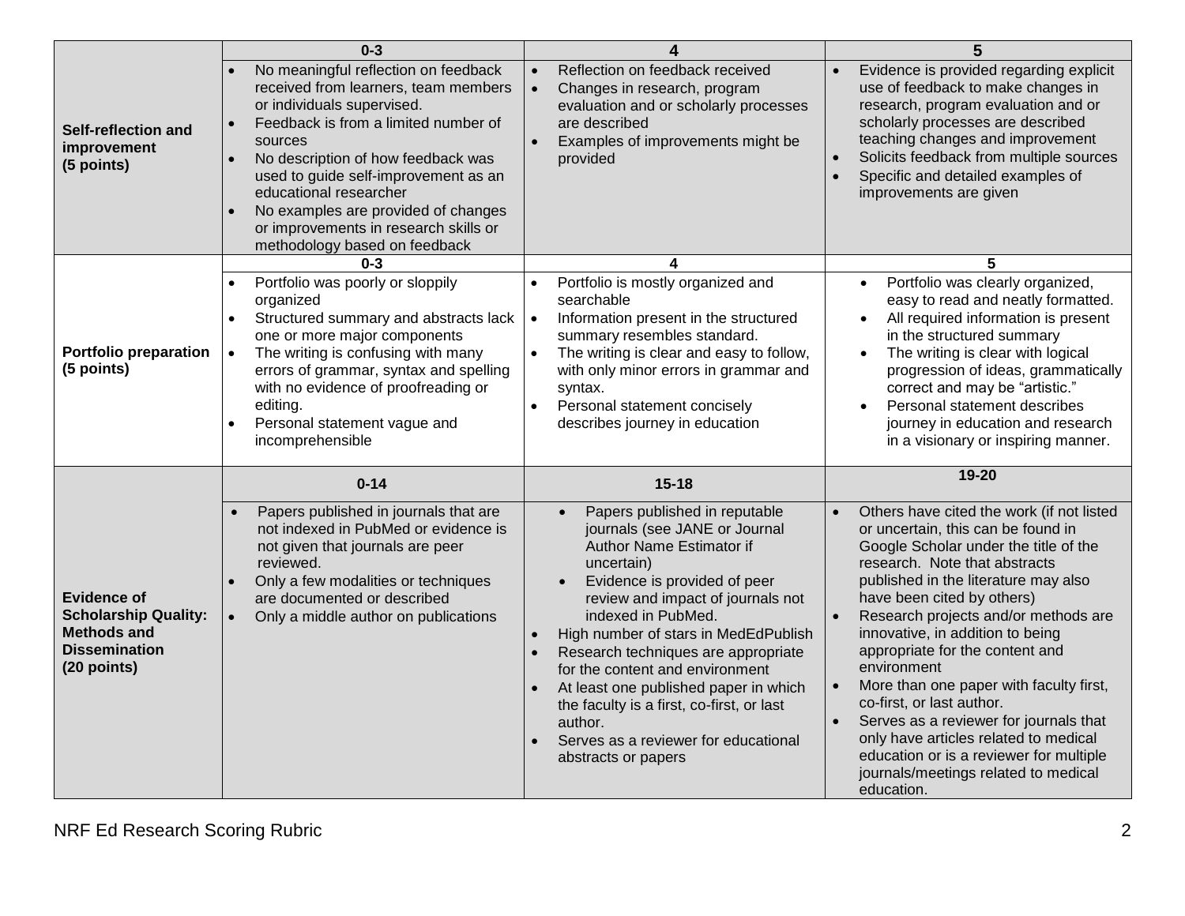| | 0-3 | 4 | 5 |
|---|---|---|---|
| **Self-reflection and improvement (5 points)** | • No meaningful reflection on feedback received from learners, team members or individuals supervised.<br>• Feedback is from a limited number of sources<br>• No description of how feedback was used to guide self-improvement as an educational researcher<br>• No examples are provided of changes or improvements in research skills or methodology based on feedback | • Reflection on feedback received<br>• Changes in research, program evaluation and or scholarly processes are described<br>• Examples of improvements might be provided | • Evidence is provided regarding explicit use of feedback to make changes in research, program evaluation and or scholarly processes are described teaching changes and improvement<br>• Solicits feedback from multiple sources<br>• Specific and detailed examples of improvements are given |
| | **0-3** | **4** | **5** |
| **Portfolio preparation (5 points)** | • Portfolio was poorly or sloppily organized<br>• Structured summary and abstracts lack one or more major components<br>• The writing is confusing with many errors of grammar, syntax and spelling with no evidence of proofreading or editing.<br>• Personal statement vague and incomprehensible | • Portfolio is mostly organized and searchable<br>• Information present in the structured summary resembles standard.<br>• The writing is clear and easy to follow, with only minor errors in grammar and syntax.<br>• Personal statement concisely describes journey in education | • Portfolio was clearly organized, easy to read and neatly formatted.<br>• All required information is present in the structured summary<br>• The writing is clear with logical progression of ideas, grammatically correct and may be "artistic."<br>• Personal statement describes journey in education and research in a visionary or inspiring manner. |
| | **0-14** | **15-18** | **19-20** |
| **Evidence of Scholarship Quality: Methods and Dissemination (20 points)** | • Papers published in journals that are not indexed in PubMed or evidence is not given that journals are peer reviewed.<br>• Only a few modalities or techniques are documented or described<br>• Only a middle author on publications | • Papers published in reputable journals (see JANE or Journal Author Name Estimator if uncertain)<br>• Evidence is provided of peer review and impact of journals not indexed in PubMed.<br>• High number of stars in MedEdPublish<br>• Research techniques are appropriate for the content and environment<br>• At least one published paper in which the faculty is a first, co-first, or last author.<br>• Serves as a reviewer for educational abstracts or papers | • Others have cited the work (if not listed or uncertain, this can be found in Google Scholar under the title of the research. Note that abstracts published in the literature may also have been cited by others)<br>• Research projects and/or methods are innovative, in addition to being appropriate for the content and environment<br>• More than one paper with faculty first, co-first, or last author.<br>• Serves as a reviewer for journals that only have articles related to medical education or is a reviewer for multiple journals/meetings related to medical education. |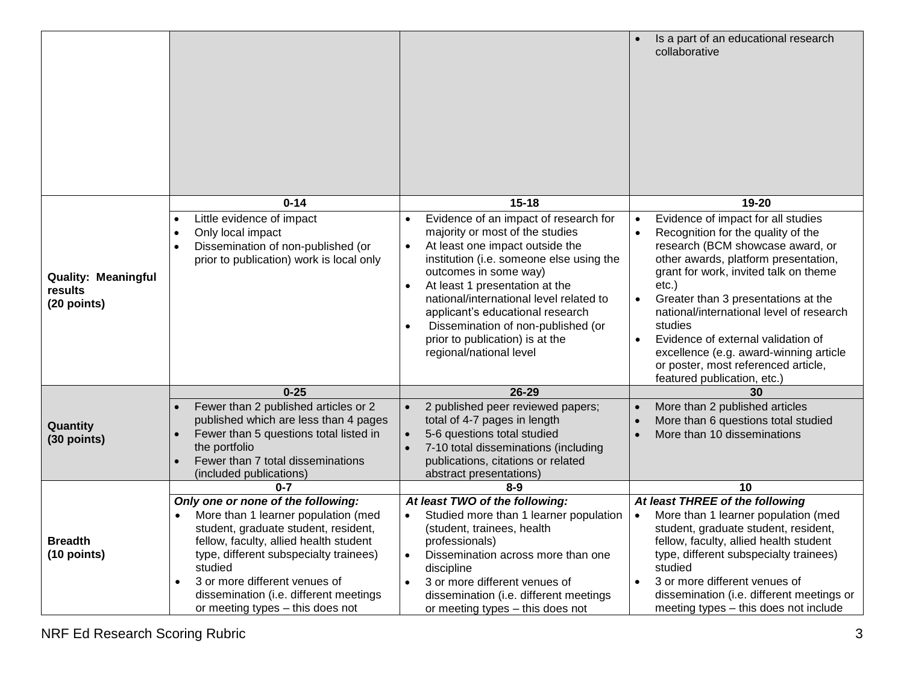| | | | |
|---|---|---|---|
| | | | • Is a part of an educational research collaborative |
| | **0-14** | **15-18** | **19-20** |
| **Quality: Meaningful results (20 points)** | • Little evidence of impact<br>• Only local impact<br>• Dissemination of non-published (or prior to publication) work is local only | • Evidence of an impact of research for majority or most of the studies<br>• At least one impact outside the institution (i.e. someone else using the outcomes in some way)<br>• At least 1 presentation at the national/international level related to applicant's educational research<br>• Dissemination of non-published (or prior to publication) is at the regional/national level | • Evidence of impact for all studies<br>• Recognition for the quality of the research (BCM showcase award, or other awards, platform presentation, grant for work, invited talk on theme etc.)<br>• Greater than 3 presentations at the national/international level of research studies<br>• Evidence of external validation of excellence (e.g. award-winning article or poster, most referenced article, featured publication, etc.) |
| | **0-25** | **26-29** | **30** |
| **Quantity (30 points)** | • Fewer than 2 published articles or 2 published which are less than 4 pages<br>• Fewer than 5 questions total listed in the portfolio<br>• Fewer than 7 total disseminations (included publications) | • 2 published peer reviewed papers; total of 4-7 pages in length<br>• 5-6 questions total studied<br>• 7-10 total disseminations (including publications, citations or related abstract presentations) | • More than 2 published articles<br>• More than 6 questions total studied<br>• More than 10 disseminations |
| | **0-7** | **8-9** | **10** |
| **Breadth (10 points)** | ***Only one or none of the following:***<br>• More than 1 learner population (med student, graduate student, resident, fellow, faculty, allied health student type, different subspecialty trainees) studied<br>• 3 or more different venues of dissemination (i.e. different meetings or meeting types – this does not | ***At least TWO of the following:***<br>• Studied more than 1 learner population (student, trainees, health professionals)<br>• Dissemination across more than one discipline<br>• 3 or more different venues of dissemination (i.e. different meetings or meeting types – this does not | ***At least THREE of the following***<br>• More than 1 learner population (med student, graduate student, resident, fellow, faculty, allied health student type, different subspecialty trainees) studied<br>• 3 or more different venues of dissemination (i.e. different meetings or meeting types – this does not include |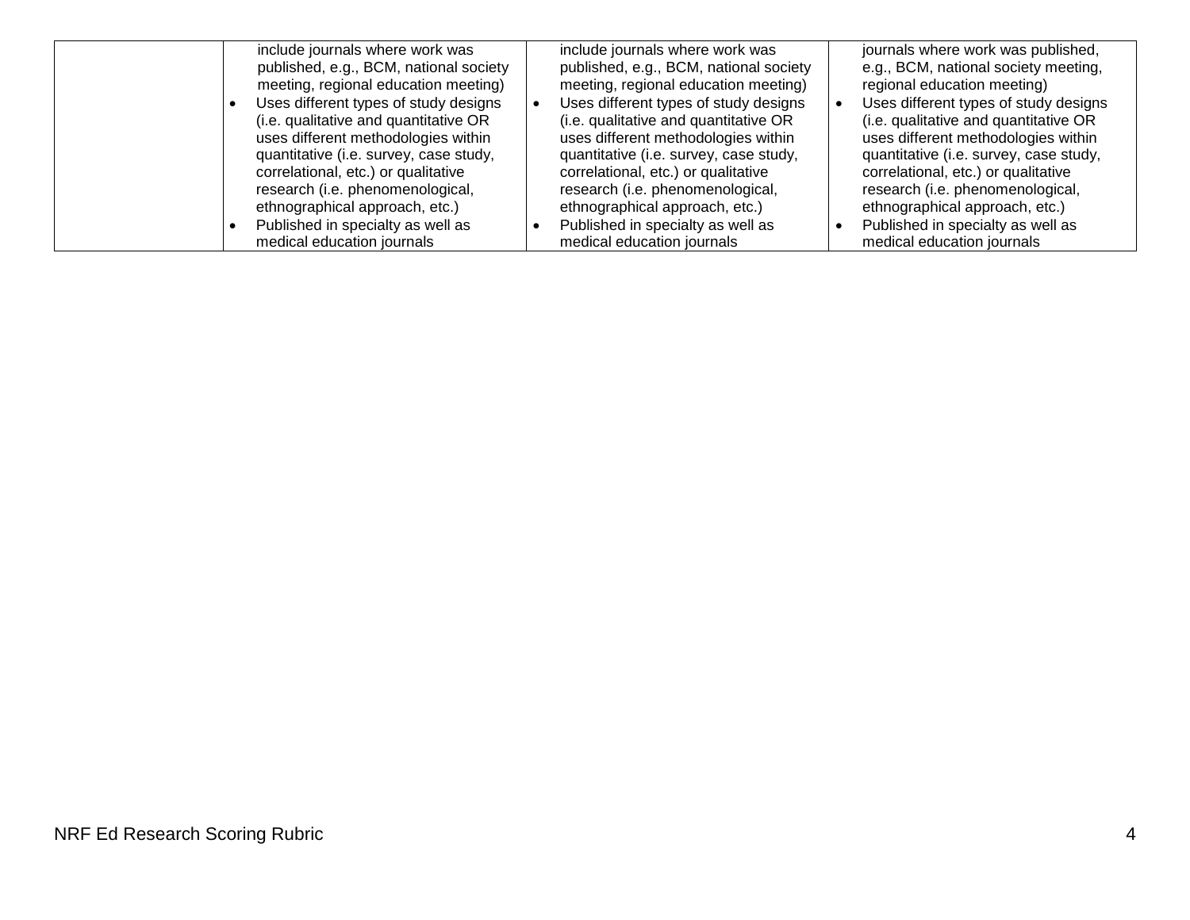| | | | |
|---|---|---|---|
| | include journals where work was published, e.g., BCM, national society meeting, regional education meeting)<br>• Uses different types of study designs (i.e. qualitative and quantitative OR uses different methodologies within quantitative (i.e. survey, case study, correlational, etc.) or qualitative research (i.e. phenomenological, ethnographical approach, etc.)<br>• Published in specialty as well as medical education journals | include journals where work was published, e.g., BCM, national society meeting, regional education meeting)<br>• Uses different types of study designs (i.e. qualitative and quantitative OR uses different methodologies within quantitative (i.e. survey, case study, correlational, etc.) or qualitative research (i.e. phenomenological, ethnographical approach, etc.)<br>• Published in specialty as well as medical education journals | journals where work was published, e.g., BCM, national society meeting, regional education meeting)<br>• Uses different types of study designs (i.e. qualitative and quantitative OR uses different methodologies within quantitative (i.e. survey, case study, correlational, etc.) or qualitative research (i.e. phenomenological, ethnographical approach, etc.)<br>• Published in specialty as well as medical education journals |